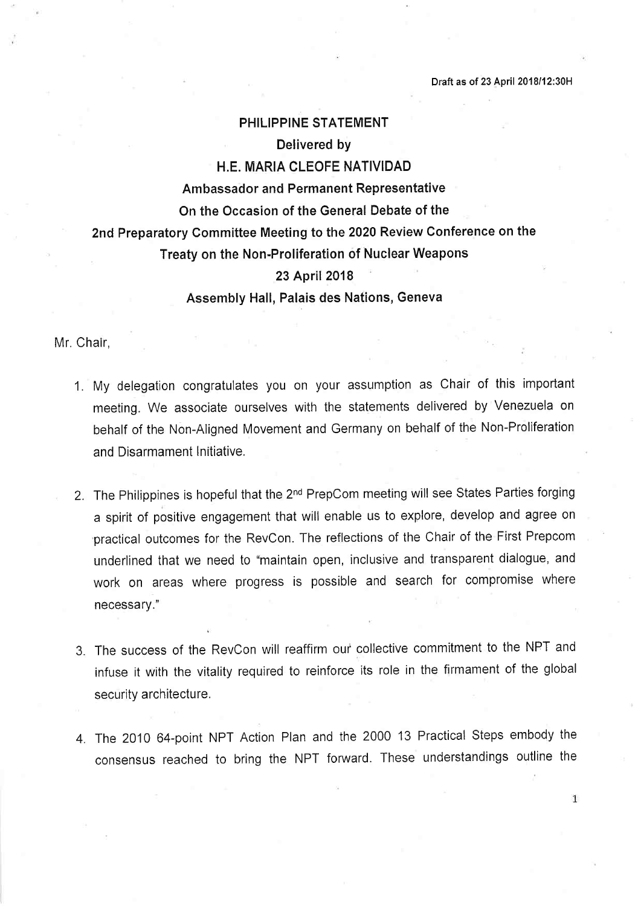Draft as of 23 April 2018/12:30H

# PHILIPPINE STATEMENT

**Delivered by**

**H.E. MARIA CLEOFE NATIVIDAD**

**Ambassador and Permanent Representative**

**On the Occasion of the General Debate of the**

**2nd Preparatory Committee Meeting to the 2020 Review Conference on the Treaty on the Non-Proliferation of Nuclear Weapons**

**23 April 2018**

**Assembly Hall, Palais des Nations, Geneva**

Mr. Chair,

1. My delegation congratulates you on your assumption as Chair of this important meeting. We associate ourselves with the statements delivered by Venezuela on behalf of the Non-Aligned Movement and Germany on behalf of the Non-Proliferation and Disarmament Initiative.

2. The Philippines is hopeful that the 2nd PrepCom meeting will see States Parties forging a spirit of positive engagement that will enable us to explore, develop and agree on practical outcomes for the RevCon. The reflections of the Chair of the First Prepcom underlined that we need to "maintain open, inclusive and transparent dialogue, and work on areas where progress is possible and search for compromise where necessary."

3. The success of the RevCon will reaffirm our collective commitment to the NPT and infuse it with the vitality required to reinforce its role in the firmament of the global security architecture.

4. The 2010 64-point NPT Action Plan and the 2000 13 Practical Steps embody the consensus reached to bring the NPT forward. These understandings outline the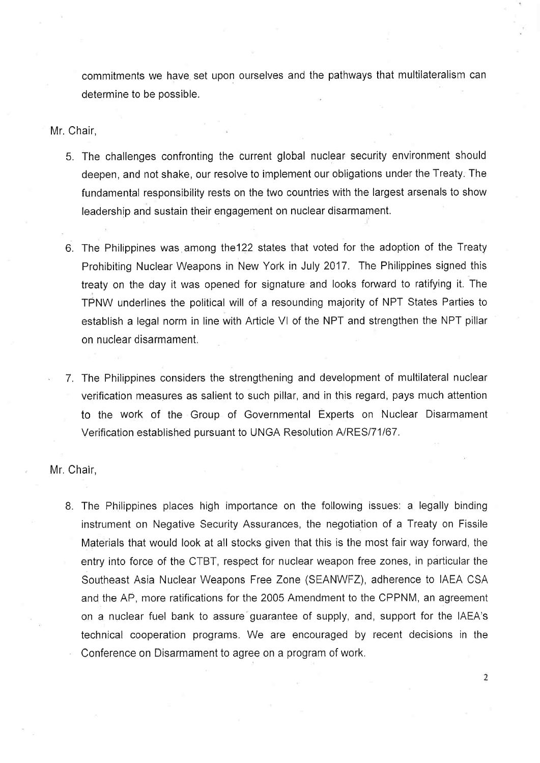commitments we have set upon ourselves and the pathways that multilateralism can determine to be possible.

Mr. Chair,

5. The challenges confronting the current global nuclear security environment should deepen, and not shake, our resolve to implement our obligations under the Treaty. The fundamental responsibility rests on the two countries with the largest arsenals to show leadership and sustain their engagement on nuclear disarmament.

6. The Philippines was among the122 states that voted for the adoption of the Treaty Prohibiting Nuclear Weapons in New York in July 2017. The Philippines signed this treaty on the day it was opened for signature and looks forward to ratifying it. The TPNW underlines the political will of a resounding majority of NPT States Parties to establish a legal norm in line with Article VI of the NPT and strengthen the NPT pillar on nuclear disarmament.

7. The Philippines considers the strengthening and development of multilateral nuclear verification measures as salient to such pillar, and in this regard, pays much attention to the work of the Group of Governmental Experts on Nuclear Disarmament Verification established pursuant to UNGA Resolution A/RES/71/67.

Mr. Chair,

8. The Philippines places high importance on the following issues: a legally binding instrument on Negative Security Assurances, the negotiation of a Treaty on Fissile Materials that would look at all stocks given that this is the most fair way forward, the entry into force of the CTBT, respect for nuclear weapon free zones, in particular the Southeast Asia Nuclear Weapons Free Zone (SEANWFZ), adherence to IAEA CSA and the AP, more ratifications for the 2005 Amendment to the CPPNM, an agreement on a nuclear fuel bank to assure guarantee of supply, and, support for the IAEA's technical cooperation programs. We are encouraged by recent decisions in the Conference on Disarmament to agree on a program of work.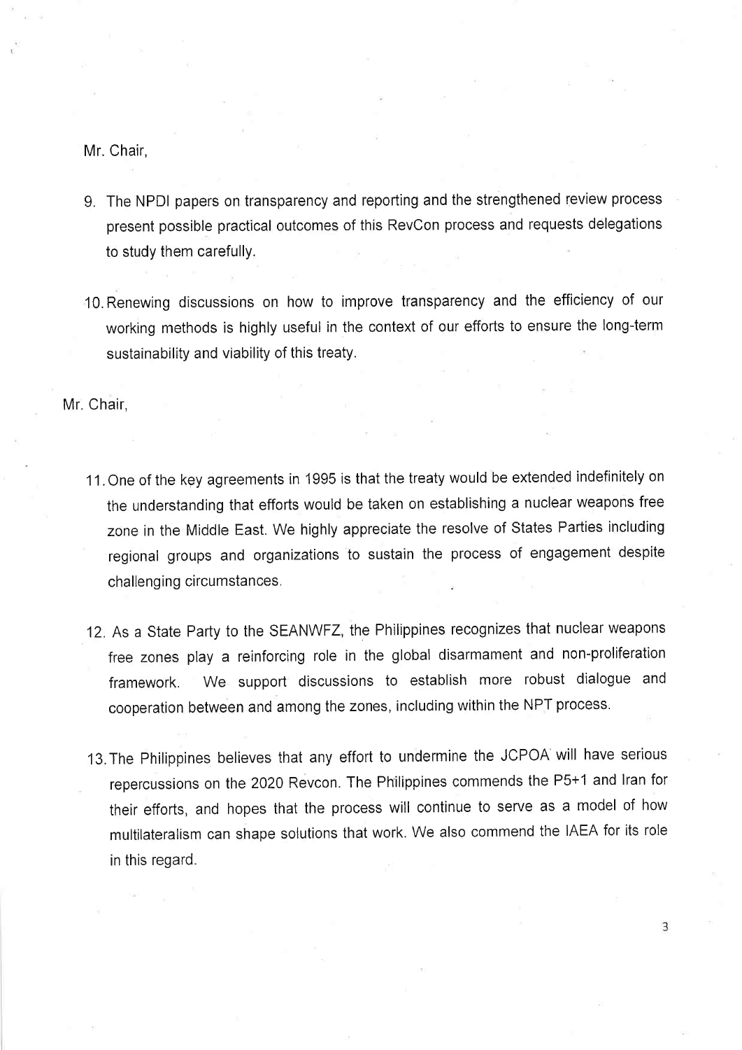Mr. Chair,

9. The NPDI papers on transparency and reporting and the strengthened review process present possible practical outcomes of this RevCon process and requests delegations to study them carefully.

10. Renewing discussions on how to improve transparency and the efficiency of our working methods is highly useful in the context of our efforts to ensure the long-term sustainability and viability of this treaty.

Mr. Chair,

11. One of the key agreements in 1995 is that the treaty would be extended indefinitely on the understanding that efforts would be taken on establishing a nuclear weapons free zone in the Middle East. We highly appreciate the resolve of States Parties including regional groups and organizations to sustain the process of engagement despite challenging circumstances.

12. As a State Party to the SEANWFZ, the Philippines recognizes that nuclear weapons free zones play a reinforcing role in the global disarmament and non-proliferation framework. We support discussions to establish more robust dialogue and cooperation between and among the zones, including within the NPT process.

13. The Philippines believes that any effort to undermine the JCPOA will have serious repercussions on the 2020 Revcon. The Philippines commends the P5+1 and Iran for their efforts, and hopes that the process will continue to serve as a model of how multilateralism can shape solutions that work. We also commend the IAEA for its role in this regard.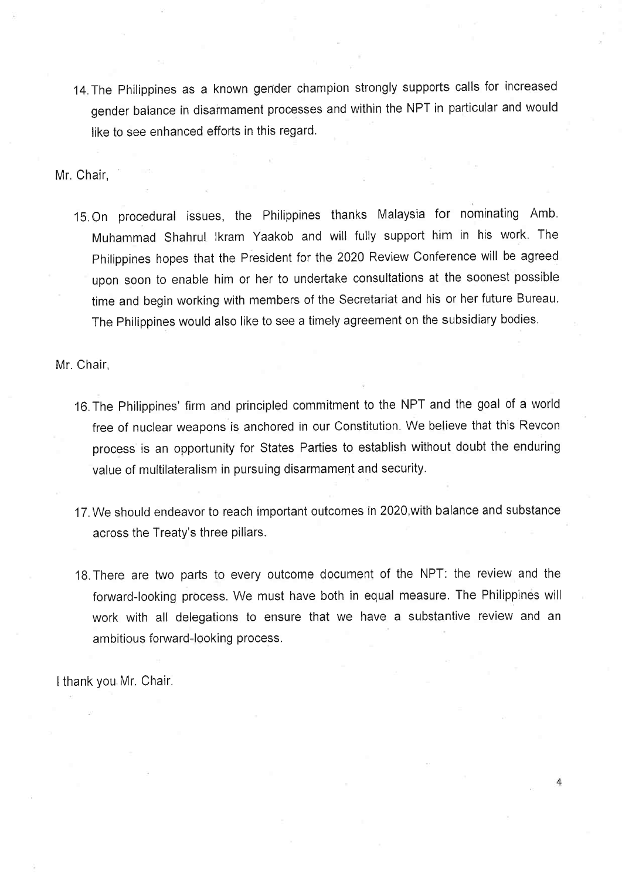14. The Philippines as a known gender champion strongly supports calls for increased gender balance in disarmament processes and within the NPT in particular and would like to see enhanced efforts in this regard.

Mr. Chair,

15. On procedural issues, the Philippines thanks Malaysia for nominating Amb. Muhammad Shahrul Ikram Yaakob and will fully support him in his work. The Philippines hopes that the President for the 2020 Review Conference will be agreed upon soon to enable him or her to undertake consultations at the soonest possible time and begin working with members of the Secretariat and his or her future Bureau. The Philippines would also like to see a timely agreement on the subsidiary bodies.

Mr. Chair,

16. The Philippines' firm and principled commitment to the NPT and the goal of a world free of nuclear weapons is anchored in our Constitution. We believe that this Revcon process is an opportunity for States Parties to establish without doubt the enduring value of multilateralism in pursuing disarmament and security.

17. We should endeavor to reach important outcomes in 2020,with balance and substance across the Treaty's three pillars.

18. There are two parts to every outcome document of the NPT: the review and the forward-looking process. We must have both in equal measure. The Philippines will work with all delegations to ensure that we have a substantive review and an ambitious forward-looking process.

I thank you Mr. Chair.